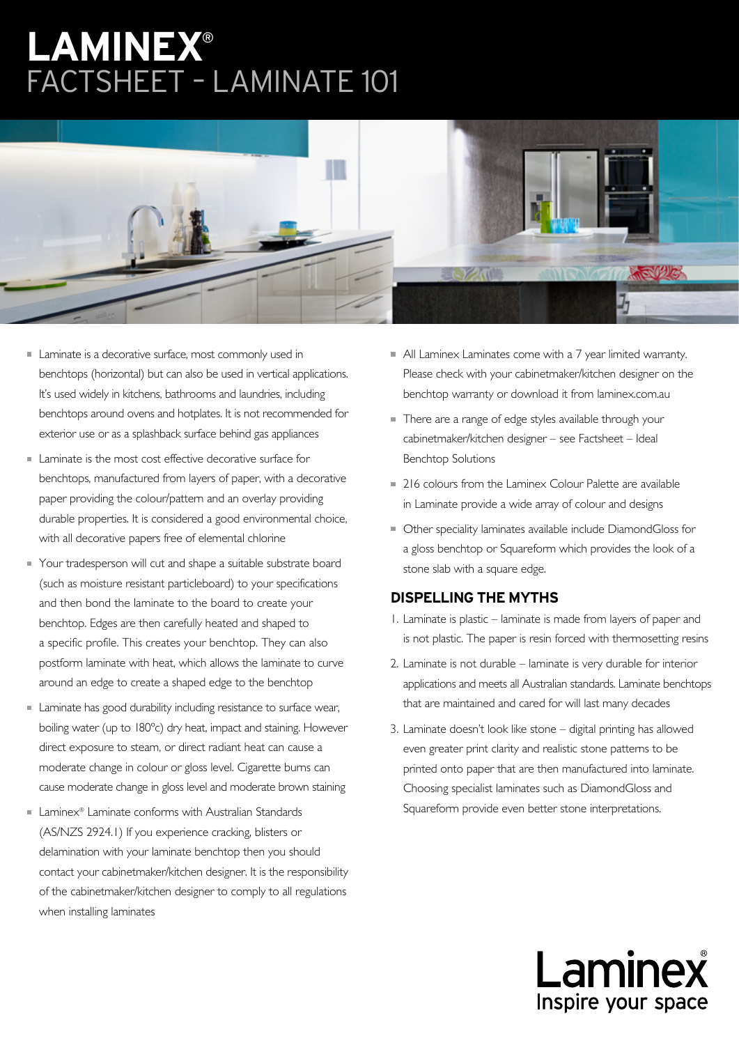# LAMINEX®

## FACTSHEET – LAMINATE 101

- Laminate is a decorative surface, most commonly used in benchtops (horizontal) but can also be used in vertical applications. It's used widely in kitchens, bathrooms and laundries, including benchtops around ovens and hotplates. It is not recommended for exterior use or as a splashback surface behind gas appliances
- Laminate is the most cost effective decorative surface for benchtops, manufactured from layers of paper, with a decorative paper providing the colour/pattern and an overlay providing durable properties. It is considered a good environmental choice, with all decorative papers free of elemental chlorine
- Your tradesperson will cut and shape a suitable substrate board (such as moisture resistant particleboard) to your specifications and then bond the laminate to the board to create your benchtop. Edges are then carefully heated and shaped to a specific profile. This creates your benchtop. They can also postform laminate with heat, which allows the laminate to curve around an edge to create a shaped edge to the benchtop
- Laminate has good durability including resistance to surface wear, boiling water (up to 180ºc) dry heat, impact and staining. However direct exposure to steam, or direct radiant heat can cause a moderate change in colour or gloss level. Cigarette burns can cause moderate change in gloss level and moderate brown staining
- Laminex® Laminate conforms with Australian Standards (AS/NZS 2924.1) If you experience cracking, blisters or delamination with your laminate benchtop then you should contact your cabinetmaker/kitchen designer. It is the responsibility of the cabinetmaker/kitchen designer to comply to all regulations when installing laminates
- All Laminex Laminates come with a 7 year limited warranty. Please check with your cabinetmaker/kitchen designer on the benchtop warranty or download it from laminex.com.au
- There are a range of edge styles available through your cabinetmaker/kitchen designer – see Factsheet – Ideal Benchtop Solutions
- 216 colours from the Laminex Colour Palette are available in Laminate provide a wide array of colour and designs
- Other speciality laminates available include DiamondGloss for a gloss benchtop or Squareform which provides the look of a stone slab with a square edge.

### DISPELLING THE MYTHS

1. Laminate is plastic – laminate is made from layers of paper and is not plastic. The paper is resin forced with thermosetting resins
2. Laminate is not durable – laminate is very durable for interior applications and meets all Australian standards. Laminate benchtops that are maintained and cared for will last many decades
3. Laminate doesn't look like stone – digital printing has allowed even greater print clarity and realistic stone patterns to be printed onto paper that are then manufactured into laminate. Choosing specialist laminates such as DiamondGloss and Squareform provide even better stone interpretations.

Laminex®
Inspire your space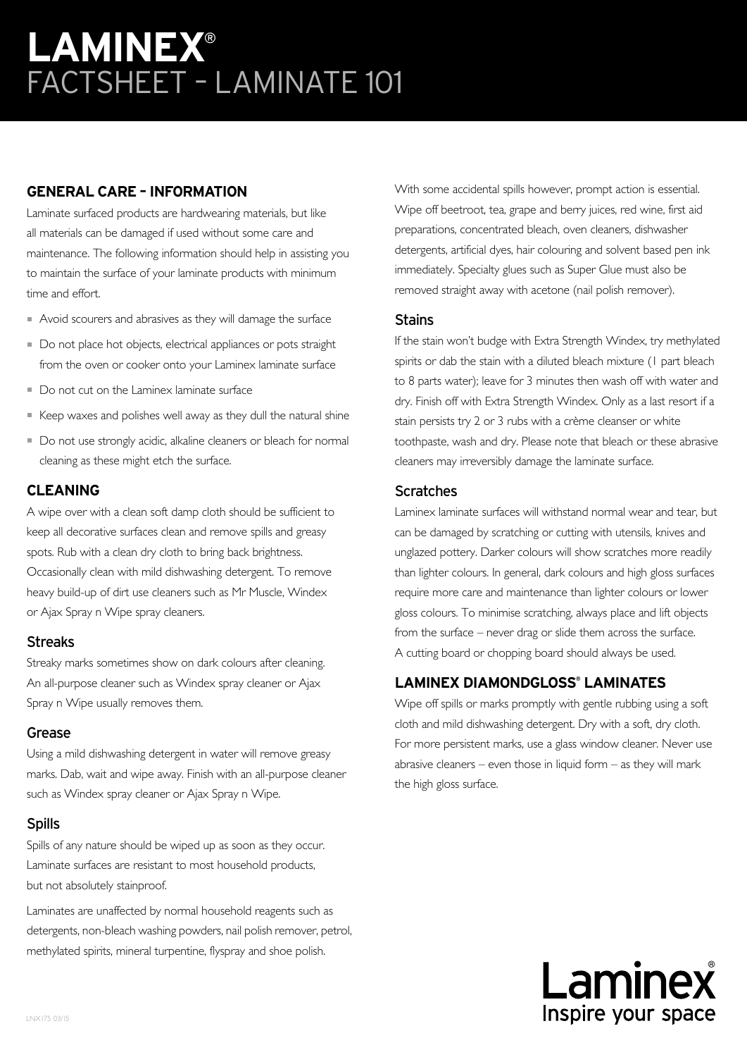# LAMINEX®
## FACTSHEET – LAMINATE 101

### GENERAL CARE – INFORMATION

Laminate surfaced products are hardwearing materials, but like all materials can be damaged if used without some care and maintenance. The following information should help in assisting you to maintain the surface of your laminate products with minimum time and effort.

- Avoid scourers and abrasives as they will damage the surface
- Do not place hot objects, electrical appliances or pots straight from the oven or cooker onto your Laminex laminate surface
- Do not cut on the Laminex laminate surface
- Keep waxes and polishes well away as they dull the natural shine
- Do not use strongly acidic, alkaline cleaners or bleach for normal cleaning as these might etch the surface.

### CLEANING

A wipe over with a clean soft damp cloth should be sufficient to keep all decorative surfaces clean and remove spills and greasy spots. Rub with a clean dry cloth to bring back brightness. Occasionally clean with mild dishwashing detergent. To remove heavy build-up of dirt use cleaners such as Mr Muscle, Windex or Ajax Spray n Wipe spray cleaners.

#### Streaks

Streaky marks sometimes show on dark colours after cleaning. An all-purpose cleaner such as Windex spray cleaner or Ajax Spray n Wipe usually removes them.

#### Grease

Using a mild dishwashing detergent in water will remove greasy marks. Dab, wait and wipe away. Finish with an all-purpose cleaner such as Windex spray cleaner or Ajax Spray n Wipe.

#### Spills

Spills of any nature should be wiped up as soon as they occur. Laminate surfaces are resistant to most household products, but not absolutely stainproof.

Laminates are unaffected by normal household reagents such as detergents, non-bleach washing powders, nail polish remover, petrol, methylated spirits, mineral turpentine, flyspray and shoe polish.

With some accidental spills however, prompt action is essential. Wipe off beetroot, tea, grape and berry juices, red wine, first aid preparations, concentrated bleach, oven cleaners, dishwasher detergents, artificial dyes, hair colouring and solvent based pen ink immediately. Specialty glues such as Super Glue must also be removed straight away with acetone (nail polish remover).

#### Stains

If the stain won't budge with Extra Strength Windex, try methylated spirits or dab the stain with a diluted bleach mixture (1 part bleach to 8 parts water); leave for 3 minutes then wash off with water and dry. Finish off with Extra Strength Windex. Only as a last resort if a stain persists try 2 or 3 rubs with a crème cleanser or white toothpaste, wash and dry. Please note that bleach or these abrasive cleaners may irreversibly damage the laminate surface.

#### Scratches

Laminex laminate surfaces will withstand normal wear and tear, but can be damaged by scratching or cutting with utensils, knives and unglazed pottery. Darker colours will show scratches more readily than lighter colours. In general, dark colours and high gloss surfaces require more care and maintenance than lighter colours or lower gloss colours. To minimise scratching, always place and lift objects from the surface – never drag or slide them across the surface. A cutting board or chopping board should always be used.

### LAMINEX DIAMONDGLOSS® LAMINATES

Wipe off spills or marks promptly with gentle rubbing using a soft cloth and mild dishwashing detergent. Dry with a soft, dry cloth. For more persistent marks, use a glass window cleaner. Never use abrasive cleaners – even those in liquid form – as they will mark the high gloss surface.

Laminex®
Inspire your space

LNX175 03/15